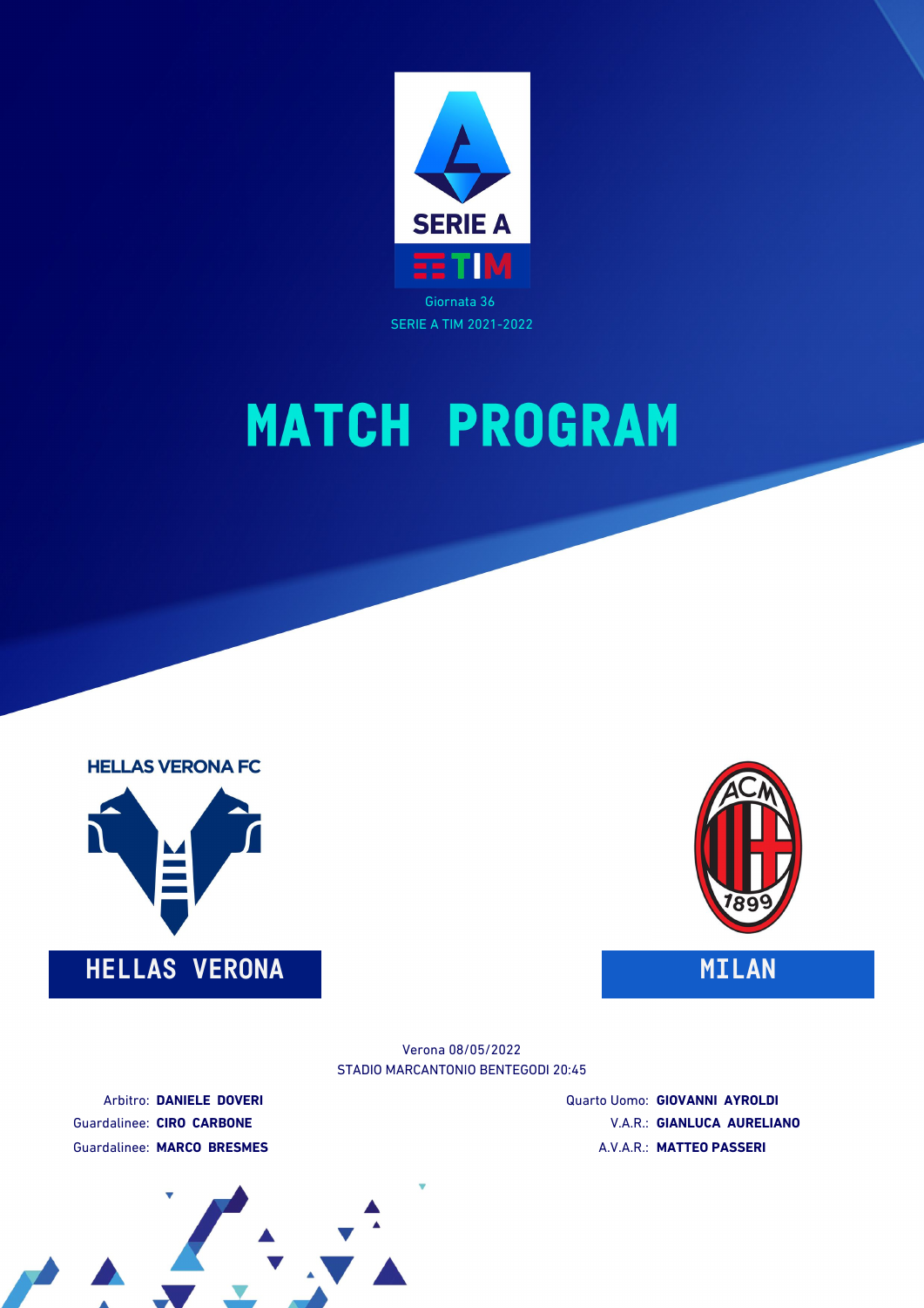SERIE A TIM

Giornata 36
SERIE A TIM 2021-2022

# MATCH PROGRAM

HELLAS VERONA FC

## HELLAS VERONA

## MILAN

Verona 08/05/2022
STADIO MARCANTONIO BENTEGODI 20:45

Arbitro: **DANIELE DOVERI**
Guardalinee: **CIRO CARBONE**
Guardalinee: **MARCO BRESMES**

Quarto Uomo: **GIOVANNI AYROLDI**
V.A.R.: **GIANLUCA AURELIANO**
A.V.A.R.: **MATTEO PASSERI**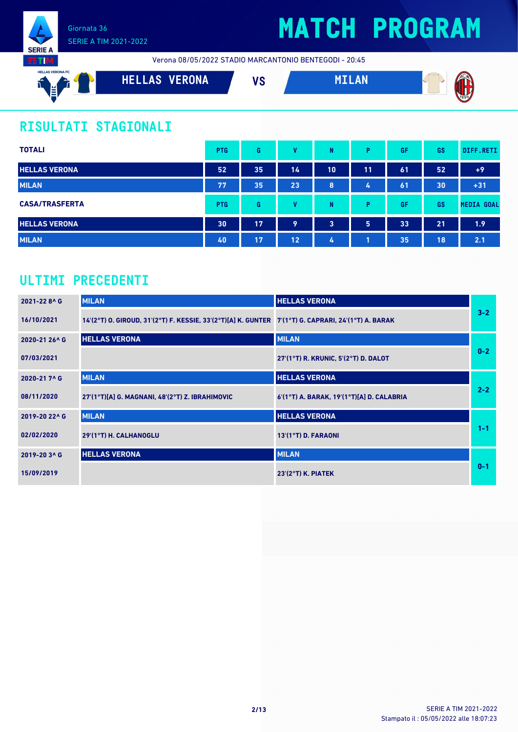Giornata 36
SERIE A TIM 2021-2022

# MATCH PROGRAM

Verona 08/05/2022 STADIO MARCANTONIO BENTEGODI - 20:45

HELLAS VERONA VS MILAN

## RISULTATI STAGIONALI

| TOTALI | PTG | G | V | N | P | GF | GS | DIFF.RETI |
|---|---|---|---|---|---|---|---|---|
| HELLAS VERONA | 52 | 35 | 14 | 10 | 11 | 61 | 52 | +9 |
| MILAN | 77 | 35 | 23 | 8 | 4 | 61 | 30 | +31 |

| CASA/TRASFERTA | PTG | G | V | N | P | GF | GS | MEDIA GOAL |
|---|---|---|---|---|---|---|---|---|
| HELLAS VERONA | 30 | 17 | 9 | 3 | 5 | 33 | 21 | 1.9 |
| MILAN | 40 | 17 | 12 | 4 | 1 | 35 | 18 | 2.1 |

## ULTIMI PRECEDENTI

| Stagione / Data | Casa | Trasferta | Risultato |
|---|---|---|---|
| 2021-22 8^ G | MILAN | HELLAS VERONA | 3-2 |
| 16/10/2021 | 14'(2°T) O. GIROUD, 31'(2°T) F. KESSIE, 33'(2°T)[A] K. GUNTER | 7'(1°T) G. CAPRARI, 24'(1°T) A. BARAK | |
| 2020-21 26^ G | HELLAS VERONA | MILAN | 0-2 |
| 07/03/2021 | | 27'(1°T) R. KRUNIC, 5'(2°T) D. DALOT | |
| 2020-21 7^ G | MILAN | HELLAS VERONA | 2-2 |
| 08/11/2020 | 27'(1°T)[A] G. MAGNANI, 48'(2°T) Z. IBRAHIMOVIC | 6'(1°T) A. BARAK, 19'(1°T)[A] D. CALABRIA | |
| 2019-20 22^ G | MILAN | HELLAS VERONA | 1-1 |
| 02/02/2020 | 29'(1°T) H. CALHANOGLU | 13'(1°T) D. FARAONI | |
| 2019-20 3^ G | HELLAS VERONA | MILAN | 0-1 |
| 15/09/2019 | | 23'(2°T) K. PIATEK | |

SERIE A TIM 2021-2022
Stampato il : 05/05/2022 alle 18:07:23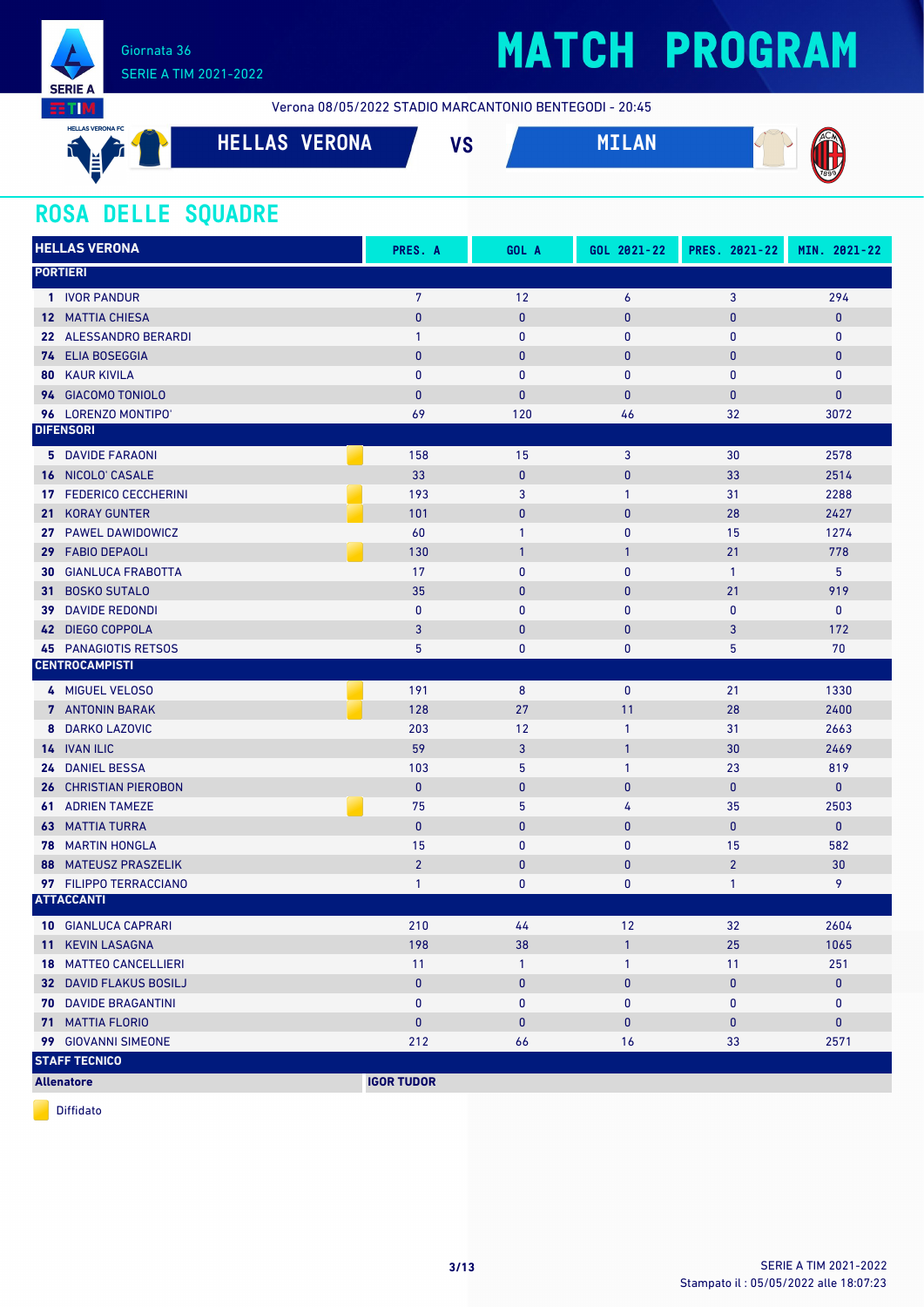Giornata 36

SERIE A TIM 2021-2022

# MATCH PROGRAM

Verona 08/05/2022 STADIO MARCANTONIO BENTEGODI - 20:45

**HELLAS VERONA** VS **MILAN**

## ROSA DELLE SQUADRE

| HELLAS VERONA | PRES. A | GOL A | GOL 2021-22 | PRES. 2021-22 | MIN. 2021-22 |
|---|---|---|---|---|---|
| **PORTIERI** | | | | | |
| 1 IVOR PANDUR | 7 | 12 | 6 | 3 | 294 |
| 12 MATTIA CHIESA | 0 | 0 | 0 | 0 | 0 |
| 22 ALESSANDRO BERARDI | 1 | 0 | 0 | 0 | 0 |
| 74 ELIA BOSEGGIA | 0 | 0 | 0 | 0 | 0 |
| 80 KAUR KIVILA | 0 | 0 | 0 | 0 | 0 |
| 94 GIACOMO TONIOLO | 0 | 0 | 0 | 0 | 0 |
| 96 LORENZO MONTIPO' | 69 | 120 | 46 | 32 | 3072 |
| **DIFENSORI** | | | | | |
| 5 DAVIDE FARAONI (Diffidato) | 158 | 15 | 3 | 30 | 2578 |
| 16 NICOLO' CASALE | 33 | 0 | 0 | 33 | 2514 |
| 17 FEDERICO CECCHERINI (Diffidato) | 193 | 3 | 1 | 31 | 2288 |
| 21 KORAY GUNTER (Diffidato) | 101 | 0 | 0 | 28 | 2427 |
| 27 PAWEL DAWIDOWICZ | 60 | 1 | 0 | 15 | 1274 |
| 29 FABIO DEPAOLI (Diffidato) | 130 | 1 | 1 | 21 | 778 |
| 30 GIANLUCA FRABOTTA | 17 | 0 | 0 | 1 | 5 |
| 31 BOSKO SUTALO | 35 | 0 | 0 | 21 | 919 |
| 39 DAVIDE REDONDI | 0 | 0 | 0 | 0 | 0 |
| 42 DIEGO COPPOLA | 3 | 0 | 0 | 3 | 172 |
| 45 PANAGIOTIS RETSOS | 5 | 0 | 0 | 5 | 70 |
| **CENTROCAMPISTI** | | | | | |
| 4 MIGUEL VELOSO (Diffidato) | 191 | 8 | 0 | 21 | 1330 |
| 7 ANTONIN BARAK (Diffidato) | 128 | 27 | 11 | 28 | 2400 |
| 8 DARKO LAZOVIC | 203 | 12 | 1 | 31 | 2663 |
| 14 IVAN ILIC | 59 | 3 | 1 | 30 | 2469 |
| 24 DANIEL BESSA | 103 | 5 | 1 | 23 | 819 |
| 26 CHRISTIAN PIEROBON | 0 | 0 | 0 | 0 | 0 |
| 61 ADRIEN TAMEZE (Diffidato) | 75 | 5 | 4 | 35 | 2503 |
| 63 MATTIA TURRA | 0 | 0 | 0 | 0 | 0 |
| 78 MARTIN HONGLA | 15 | 0 | 0 | 15 | 582 |
| 88 MATEUSZ PRASZELIK | 2 | 0 | 0 | 2 | 30 |
| 97 FILIPPO TERRACCIANO | 1 | 0 | 0 | 1 | 9 |
| **ATTACCANTI** | | | | | |
| 10 GIANLUCA CAPRARI | 210 | 44 | 12 | 32 | 2604 |
| 11 KEVIN LASAGNA | 198 | 38 | 1 | 25 | 1065 |
| 18 MATTEO CANCELLIERI | 11 | 1 | 1 | 11 | 251 |
| 32 DAVID FLAKUS BOSILJ | 0 | 0 | 0 | 0 | 0 |
| 70 DAVIDE BRAGANTINI | 0 | 0 | 0 | 0 | 0 |
| 71 MATTIA FLORIO | 0 | 0 | 0 | 0 | 0 |
| 99 GIOVANNI SIMEONE | 212 | 66 | 16 | 33 | 2571 |
| **STAFF TECNICO** | | | | | |
| **Allenatore** | **IGOR TUDOR** | | | | |

Diffidato

Stampato il : 05/05/2022 alle 18:07:23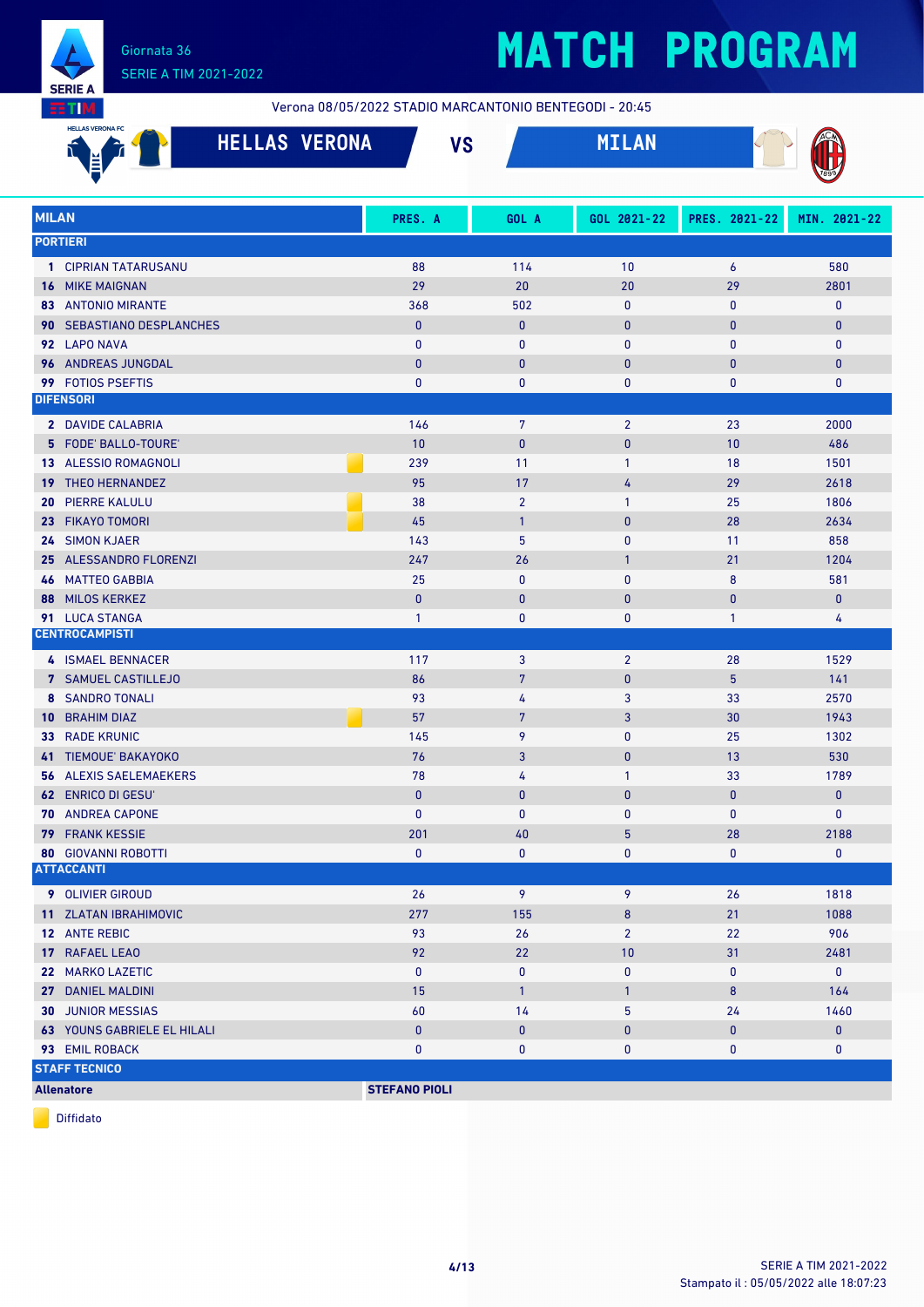# MATCH PROGRAM

Giornata 36
SERIE A TIM 2021-2022

Verona 08/05/2022 STADIO MARCANTONIO BENTEGODI - 20:45

**HELLAS VERONA** VS **MILAN**

| MILAN | PRES. A | GOL A | GOL 2021-22 | PRES. 2021-22 | MIN. 2021-22 |
|---|---|---|---|---|---|
| **PORTIERI** | | | | | |
| **1** CIPRIAN TATARUSANU | 88 | 114 | 10 | 6 | 580 |
| **16** MIKE MAIGNAN | 29 | 20 | 20 | 29 | 2801 |
| **83** ANTONIO MIRANTE | 368 | 502 | 0 | 0 | 0 |
| **90** SEBASTIANO DESPLANCHES | 0 | 0 | 0 | 0 | 0 |
| **92** LAPO NAVA | 0 | 0 | 0 | 0 | 0 |
| **96** ANDREAS JUNGDAL | 0 | 0 | 0 | 0 | 0 |
| **99** FOTIOS PSEFTIS | 0 | 0 | 0 | 0 | 0 |
| **DIFENSORI** | | | | | |
| **2** DAVIDE CALABRIA | 146 | 7 | 2 | 23 | 2000 |
| **5** FODE' BALLO-TOURE' | 10 | 0 | 0 | 10 | 486 |
| **13** ALESSIO ROMAGNOLI (Diffidato) | 239 | 11 | 1 | 18 | 1501 |
| **19** THEO HERNANDEZ | 95 | 17 | 4 | 29 | 2618 |
| **20** PIERRE KALULU (Diffidato) | 38 | 2 | 1 | 25 | 1806 |
| **23** FIKAYO TOMORI (Diffidato) | 45 | 1 | 0 | 28 | 2634 |
| **24** SIMON KJAER | 143 | 5 | 0 | 11 | 858 |
| **25** ALESSANDRO FLORENZI | 247 | 26 | 1 | 21 | 1204 |
| **46** MATTEO GABBIA | 25 | 0 | 0 | 8 | 581 |
| **88** MILOS KERKEZ | 0 | 0 | 0 | 0 | 0 |
| **91** LUCA STANGA | 1 | 0 | 0 | 1 | 4 |
| **CENTROCAMPISTI** | | | | | |
| **4** ISMAEL BENNACER | 117 | 3 | 2 | 28 | 1529 |
| **7** SAMUEL CASTILLEJO | 86 | 7 | 0 | 5 | 141 |
| **8** SANDRO TONALI | 93 | 4 | 3 | 33 | 2570 |
| **10** BRAHIM DIAZ (Diffidato) | 57 | 7 | 3 | 30 | 1943 |
| **33** RADE KRUNIC | 145 | 9 | 0 | 25 | 1302 |
| **41** TIEMOUE' BAKAYOKO | 76 | 3 | 0 | 13 | 530 |
| **56** ALEXIS SAELEMAEKERS | 78 | 4 | 1 | 33 | 1789 |
| **62** ENRICO DI GESU' | 0 | 0 | 0 | 0 | 0 |
| **70** ANDREA CAPONE | 0 | 0 | 0 | 0 | 0 |
| **79** FRANK KESSIE | 201 | 40 | 5 | 28 | 2188 |
| **80** GIOVANNI ROBOTTI | 0 | 0 | 0 | 0 | 0 |
| **ATTACCANTI** | | | | | |
| **9** OLIVIER GIROUD | 26 | 9 | 9 | 26 | 1818 |
| **11** ZLATAN IBRAHIMOVIC | 277 | 155 | 8 | 21 | 1088 |
| **12** ANTE REBIC | 93 | 26 | 2 | 22 | 906 |
| **17** RAFAEL LEAO | 92 | 22 | 10 | 31 | 2481 |
| **22** MARKO LAZETIC | 0 | 0 | 0 | 0 | 0 |
| **27** DANIEL MALDINI | 15 | 1 | 1 | 8 | 164 |
| **30** JUNIOR MESSIAS | 60 | 14 | 5 | 24 | 1460 |
| **63** YOUNS GABRIELE EL HILALI | 0 | 0 | 0 | 0 | 0 |
| **93** EMIL ROBACK | 0 | 0 | 0 | 0 | 0 |
| **STAFF TECNICO** | | | | | |
| **Allenatore** | **STEFANO PIOLI** | | | | |

Diffidato

Stampato il : 05/05/2022 alle 18:07:23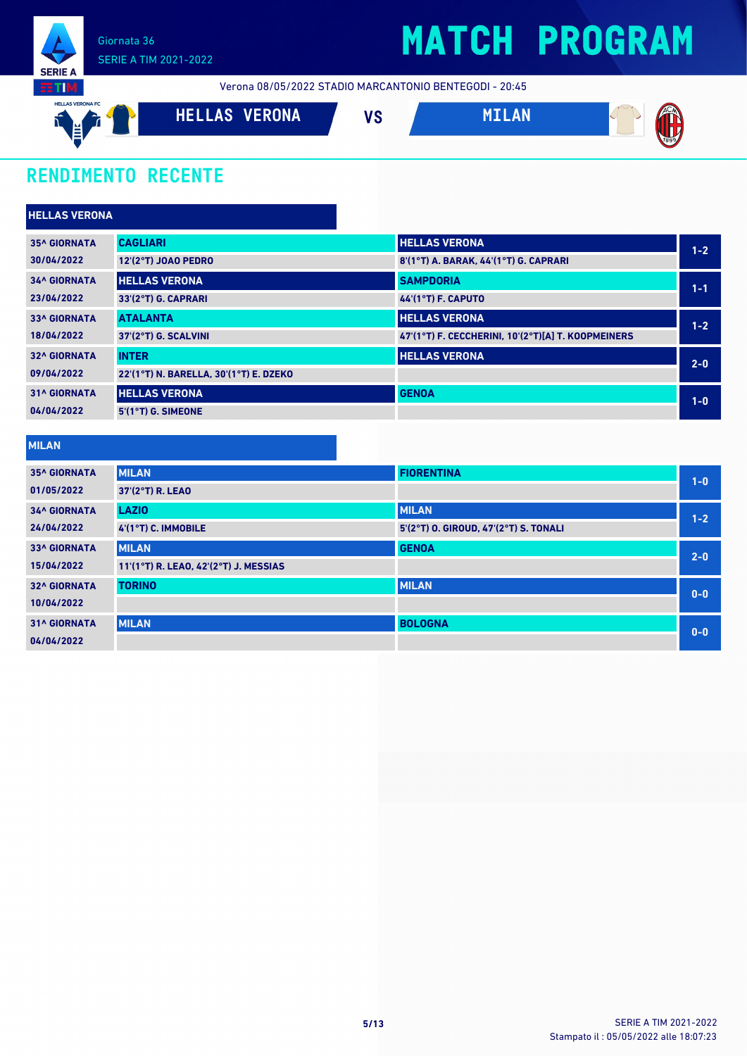# MATCH PROGRAM

Giornata 36
SERIE A TIM 2021-2022

Verona 08/05/2022 STADIO MARCANTONIO BENTEGODI - 20:45

**HELLAS VERONA** VS **MILAN**

## RENDIMENTO RECENTE

### HELLAS VERONA

| Giornata | Casa | Ospite | Risultato |
|---|---|---|---|
| 35^ GIORNATA 30/04/2022 | CAGLIARI<br>12'(2°T) JOAO PEDRO | HELLAS VERONA<br>8'(1°T) A. BARAK, 44'(1°T) G. CAPRARI | 1-2 |
| 34^ GIORNATA 23/04/2022 | HELLAS VERONA<br>33'(2°T) G. CAPRARI | SAMPDORIA<br>44'(1°T) F. CAPUTO | 1-1 |
| 33^ GIORNATA 18/04/2022 | ATALANTA<br>37'(2°T) G. SCALVINI | HELLAS VERONA<br>47'(1°T) F. CECCHERINI, 10'(2°T)[A] T. KOOPMEINERS | 1-2 |
| 32^ GIORNATA 09/04/2022 | INTER<br>22'(1°T) N. BARELLA, 30'(1°T) E. DZEKO | HELLAS VERONA | 2-0 |
| 31^ GIORNATA 04/04/2022 | HELLAS VERONA<br>5'(1°T) G. SIMEONE | GENOA | 1-0 |

### MILAN

| Giornata | Casa | Ospite | Risultato |
|---|---|---|---|
| 35^ GIORNATA 01/05/2022 | MILAN<br>37'(2°T) R. LEAO | FIORENTINA | 1-0 |
| 34^ GIORNATA 24/04/2022 | LAZIO<br>4'(1°T) C. IMMOBILE | MILAN<br>5'(2°T) O. GIROUD, 47'(2°T) S. TONALI | 1-2 |
| 33^ GIORNATA 15/04/2022 | MILAN<br>11'(1°T) R. LEAO, 42'(2°T) J. MESSIAS | GENOA | 2-0 |
| 32^ GIORNATA 10/04/2022 | TORINO | MILAN | 0-0 |
| 31^ GIORNATA 04/04/2022 | MILAN | BOLOGNA | 0-0 |

SERIE A TIM 2021-2022
Stampato il : 05/05/2022 alle 18:07:23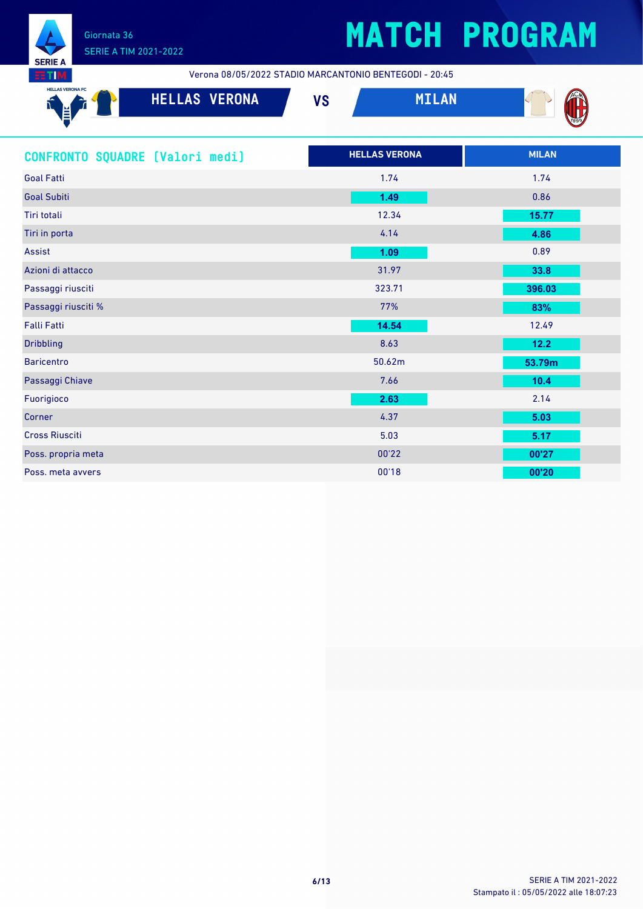# MATCH PROGRAM

Giornata 36
SERIE A TIM 2021-2022

Verona 08/05/2022 STADIO MARCANTONIO BENTEGODI - 20:45

**HELLAS VERONA** VS **MILAN**

## CONFRONTO SQUADRE [Valori medi]

| | HELLAS VERONA | MILAN |
|---|---|---|
| Goal Fatti | 1.74 | 1.74 |
| Goal Subiti | **1.49** | 0.86 |
| Tiri totali | 12.34 | **15.77** |
| Tiri in porta | 4.14 | **4.86** |
| Assist | **1.09** | 0.89 |
| Azioni di attacco | 31.97 | **33.8** |
| Passaggi riusciti | 323.71 | **396.03** |
| Passaggi riusciti % | 77% | **83%** |
| Falli Fatti | **14.54** | 12.49 |
| Dribbling | 8.63 | **12.2** |
| Baricentro | 50.62m | **53.79m** |
| Passaggi Chiave | 7.66 | **10.4** |
| Fuorigioco | **2.63** | 2.14 |
| Corner | 4.37 | **5.03** |
| Cross Riusciti | 5.03 | **5.17** |
| Poss. propria meta | 00'22 | **00'27** |
| Poss. meta avvers | 00'18 | **00'20** |

Stampato il : 05/05/2022 alle 18:07:23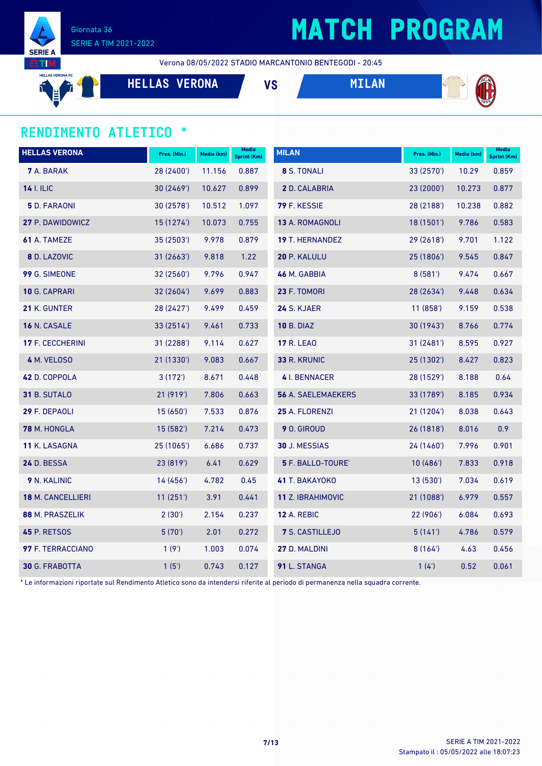# MATCH PROGRAM

Giornata 36
SERIE A TIM 2021-2022

Verona 08/05/2022 STADIO MARCANTONIO BENTEGODI - 20:45

**HELLAS VERONA** VS **MILAN**

## RENDIMENTO ATLETICO *

| HELLAS VERONA | Pres. (Min.) | Media (km) | Media Sprint (Km) |
|---|---|---|---|
| **7** A. BARAK | 28 (2400') | 11.156 | 0.887 |
| **14** I. ILIC | 30 (2469') | 10.627 | 0.899 |
| **5** D. FARAONI | 30 (2578') | 10.512 | 1.097 |
| **27** P. DAWIDOWICZ | 15 (1274') | 10.073 | 0.755 |
| **61** A. TAMEZE | 35 (2503') | 9.978 | 0.879 |
| **8** D. LAZOVIC | 31 (2663') | 9.818 | 1.22 |
| **99** G. SIMEONE | 32 (2560') | 9.796 | 0.947 |
| **10** G. CAPRARI | 32 (2604') | 9.699 | 0.883 |
| **21** K. GUNTER | 28 (2427') | 9.499 | 0.459 |
| **16** N. CASALE | 33 (2514') | 9.461 | 0.733 |
| **17** F. CECCHERINI | 31 (2288') | 9.114 | 0.627 |
| **4** M. VELOSO | 21 (1330') | 9.083 | 0.667 |
| **42** D. COPPOLA | 3 (172') | 8.671 | 0.448 |
| **31** B. SUTALO | 21 (919') | 7.806 | 0.663 |
| **29** F. DEPAOLI | 15 (650') | 7.533 | 0.876 |
| **78** M. HONGLA | 15 (582') | 7.214 | 0.473 |
| **11** K. LASAGNA | 25 (1065') | 6.686 | 0.737 |
| **24** D. BESSA | 23 (819') | 6.41 | 0.629 |
| **9** N. KALINIC | 14 (456') | 4.782 | 0.45 |
| **18** M. CANCELLIERI | 11 (251') | 3.91 | 0.441 |
| **88** M. PRASZELIK | 2 (30') | 2.154 | 0.237 |
| **45** P. RETSOS | 5 (70') | 2.01 | 0.272 |
| **97** F. TERRACCIANO | 1 (9') | 1.003 | 0.074 |
| **30** G. FRABOTTA | 1 (5') | 0.743 | 0.127 |

| MILAN | Pres. (Min.) | Media (km) | Media Sprint (Km) |
|---|---|---|---|
| **8** S. TONALI | 33 (2570') | 10.29 | 0.859 |
| **2** D. CALABRIA | 23 (2000') | 10.273 | 0.877 |
| **79** F. KESSIE | 28 (2188') | 10.238 | 0.882 |
| **13** A. ROMAGNOLI | 18 (1501') | 9.786 | 0.583 |
| **19** T. HERNANDEZ | 29 (2618') | 9.701 | 1.122 |
| **20** P. KALULU | 25 (1806') | 9.545 | 0.847 |
| **46** M. GABBIA | 8 (581') | 9.474 | 0.667 |
| **23** F. TOMORI | 28 (2634') | 9.448 | 0.634 |
| **24** S. KJAER | 11 (858') | 9.159 | 0.538 |
| **10** B. DIAZ | 30 (1943') | 8.766 | 0.774 |
| **17** R. LEAO | 31 (2481') | 8.595 | 0.927 |
| **33** R. KRUNIC | 25 (1302') | 8.427 | 0.823 |
| **4** I. BENNACER | 28 (1529') | 8.188 | 0.64 |
| **56** A. SAELEMAEKERS | 33 (1789') | 8.185 | 0.934 |
| **25** A. FLORENZI | 21 (1204') | 8.038 | 0.643 |
| **9** O. GIROUD | 26 (1818') | 8.016 | 0.9 |
| **30** J. MESSIAS | 24 (1460') | 7.996 | 0.901 |
| **5** F. BALLO-TOURE' | 10 (486') | 7.833 | 0.918 |
| **41** T. BAKAYOKO | 13 (530') | 7.034 | 0.619 |
| **11** Z. IBRAHIMOVIC | 21 (1088') | 6.979 | 0.557 |
| **12** A. REBIC | 22 (906') | 6.084 | 0.693 |
| **7** S. CASTILLEJO | 5 (141') | 4.786 | 0.579 |
| **27** D. MALDINI | 8 (164') | 4.63 | 0.456 |
| **91** L. STANGA | 1 (4') | 0.52 | 0.061 |

\* Le informazioni riportate sul Rendimento Atletico sono da intendersi riferite al periodo di permanenza nella squadra corrente.

SERIE A TIM 2021-2022
Stampato il : 05/05/2022 alle 18:07:23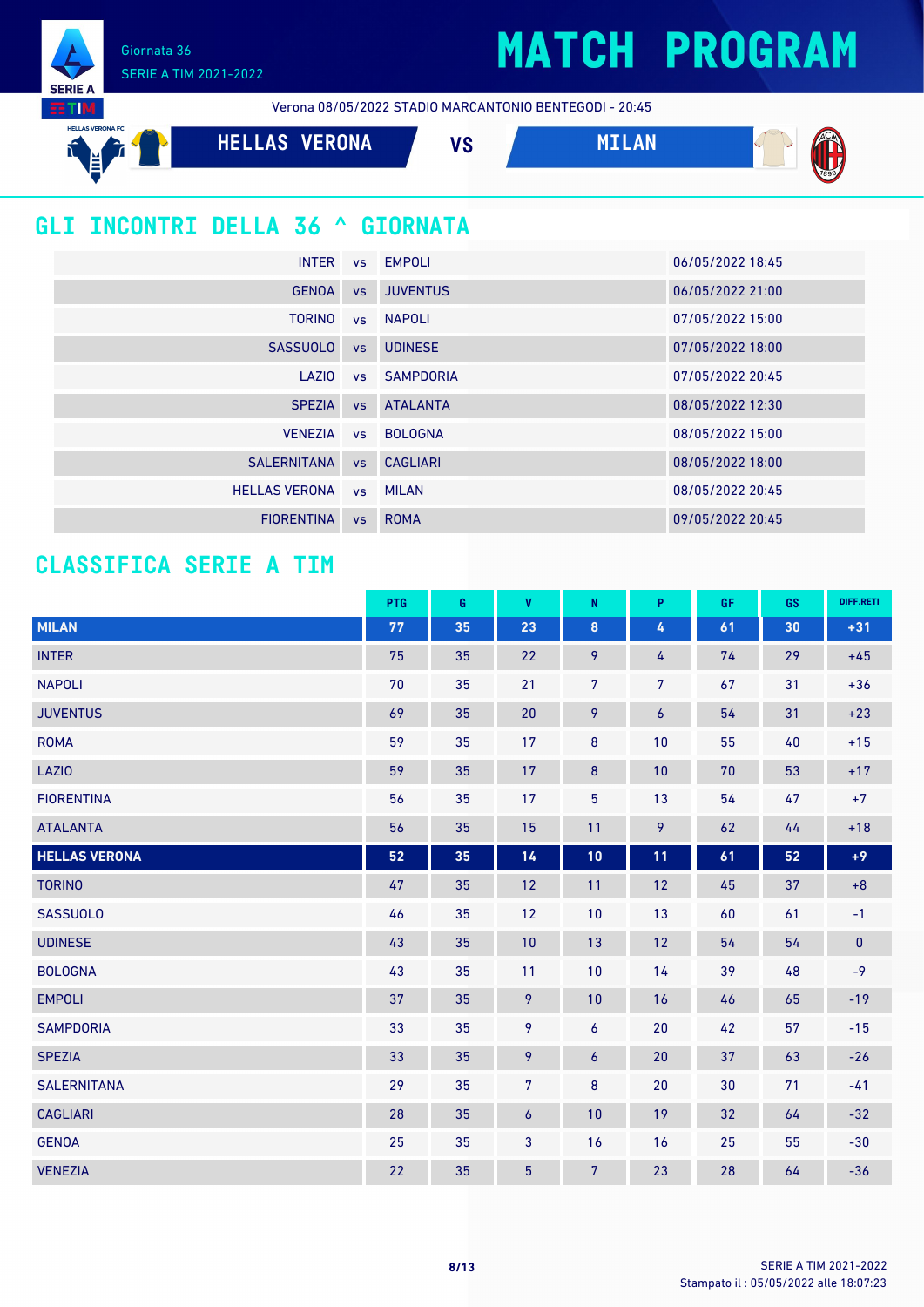# MATCH PROGRAM

Giornata 36
SERIE A TIM 2021-2022

Verona 08/05/2022 STADIO MARCANTONIO BENTEGODI - 20:45

**HELLAS VERONA** VS **MILAN**

## GLI INCONTRI DELLA 36 ^ GIORNATA

| | | | |
|---|---|---|---|
| INTER | vs | EMPOLI | 06/05/2022 18:45 |
| GENOA | vs | JUVENTUS | 06/05/2022 21:00 |
| TORINO | vs | NAPOLI | 07/05/2022 15:00 |
| SASSUOLO | vs | UDINESE | 07/05/2022 18:00 |
| LAZIO | vs | SAMPDORIA | 07/05/2022 20:45 |
| SPEZIA | vs | ATALANTA | 08/05/2022 12:30 |
| VENEZIA | vs | BOLOGNA | 08/05/2022 15:00 |
| SALERNITANA | vs | CAGLIARI | 08/05/2022 18:00 |
| HELLAS VERONA | vs | MILAN | 08/05/2022 20:45 |
| FIORENTINA | vs | ROMA | 09/05/2022 20:45 |

## CLASSIFICA SERIE A TIM

| | PTG | G | V | N | P | GF | GS | DIFF.RETI |
|---|---|---|---|---|---|---|---|---|
| **MILAN** | **77** | **35** | **23** | **8** | **4** | **61** | **30** | **+31** |
| INTER | 75 | 35 | 22 | 9 | 4 | 74 | 29 | +45 |
| NAPOLI | 70 | 35 | 21 | 7 | 7 | 67 | 31 | +36 |
| JUVENTUS | 69 | 35 | 20 | 9 | 6 | 54 | 31 | +23 |
| ROMA | 59 | 35 | 17 | 8 | 10 | 55 | 40 | +15 |
| LAZIO | 59 | 35 | 17 | 8 | 10 | 70 | 53 | +17 |
| FIORENTINA | 56 | 35 | 17 | 5 | 13 | 54 | 47 | +7 |
| ATALANTA | 56 | 35 | 15 | 11 | 9 | 62 | 44 | +18 |
| **HELLAS VERONA** | **52** | **35** | **14** | **10** | **11** | **61** | **52** | **+9** |
| TORINO | 47 | 35 | 12 | 11 | 12 | 45 | 37 | +8 |
| SASSUOLO | 46 | 35 | 12 | 10 | 13 | 60 | 61 | -1 |
| UDINESE | 43 | 35 | 10 | 13 | 12 | 54 | 54 | 0 |
| BOLOGNA | 43 | 35 | 11 | 10 | 14 | 39 | 48 | -9 |
| EMPOLI | 37 | 35 | 9 | 10 | 16 | 46 | 65 | -19 |
| SAMPDORIA | 33 | 35 | 9 | 6 | 20 | 42 | 57 | -15 |
| SPEZIA | 33 | 35 | 9 | 6 | 20 | 37 | 63 | -26 |
| SALERNITANA | 29 | 35 | 7 | 8 | 20 | 30 | 71 | -41 |
| CAGLIARI | 28 | 35 | 6 | 10 | 19 | 32 | 64 | -32 |
| GENOA | 25 | 35 | 3 | 16 | 16 | 25 | 55 | -30 |
| VENEZIA | 22 | 35 | 5 | 7 | 23 | 28 | 64 | -36 |

SERIE A TIM 2021-2022
Stampato il : 05/05/2022 alle 18:07:23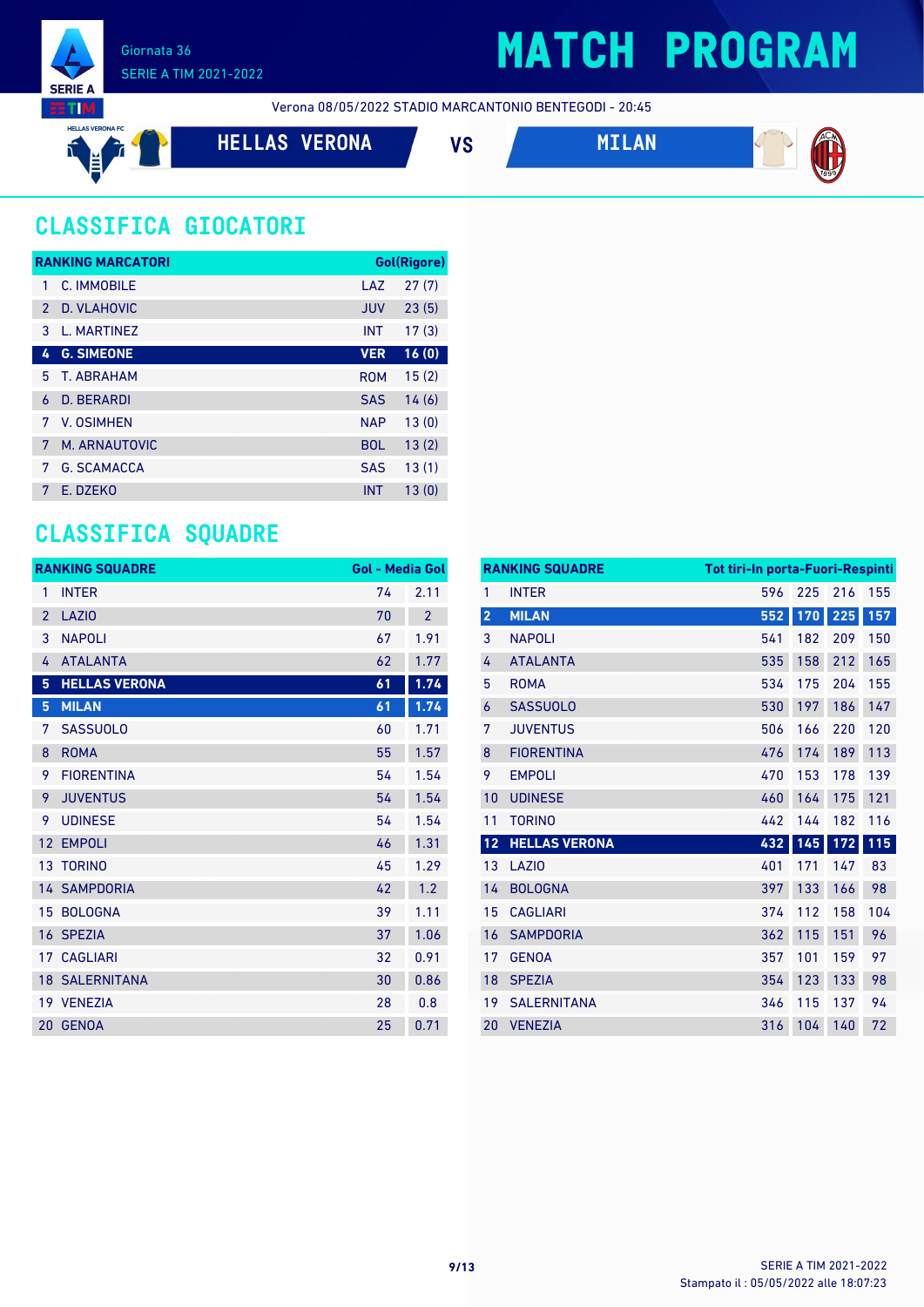Giornata 36
SERIE A TIM 2021-2022

# MATCH PROGRAM

Verona 08/05/2022 STADIO MARCANTONIO BENTEGODI - 20:45

**HELLAS VERONA** VS **MILAN**

## CLASSIFICA GIOCATORI

| RANKING MARCATORI | | | Gol(Rigore) |
|---|---|---|---|
| 1 | C. IMMOBILE | LAZ | 27 (7) |
| 2 | D. VLAHOVIC | JUV | 23 (5) |
| 3 | L. MARTINEZ | INT | 17 (3) |
| **4** | **G. SIMEONE** | **VER** | **16 (0)** |
| 5 | T. ABRAHAM | ROM | 15 (2) |
| 6 | D. BERARDI | SAS | 14 (6) |
| 7 | V. OSIMHEN | NAP | 13 (0) |
| 7 | M. ARNAUTOVIC | BOL | 13 (2) |
| 7 | G. SCAMACCA | SAS | 13 (1) |
| 7 | E. DZEKO | INT | 13 (0) |

## CLASSIFICA SQUADRE

| RANKING SQUADRE | | Gol | Media Gol |
|---|---|---|---|
| 1 | INTER | 74 | 2.11 |
| 2 | LAZIO | 70 | 2 |
| 3 | NAPOLI | 67 | 1.91 |
| 4 | ATALANTA | 62 | 1.77 |
| **5** | **HELLAS VERONA** | **61** | **1.74** |
| **5** | **MILAN** | **61** | **1.74** |
| 7 | SASSUOLO | 60 | 1.71 |
| 8 | ROMA | 55 | 1.57 |
| 9 | FIORENTINA | 54 | 1.54 |
| 9 | JUVENTUS | 54 | 1.54 |
| 9 | UDINESE | 54 | 1.54 |
| 12 | EMPOLI | 46 | 1.31 |
| 13 | TORINO | 45 | 1.29 |
| 14 | SAMPDORIA | 42 | 1.2 |
| 15 | BOLOGNA | 39 | 1.11 |
| 16 | SPEZIA | 37 | 1.06 |
| 17 | CAGLIARI | 32 | 0.91 |
| 18 | SALERNITANA | 30 | 0.86 |
| 19 | VENEZIA | 28 | 0.8 |
| 20 | GENOA | 25 | 0.71 |

| RANKING SQUADRE | | Tot tiri | In porta | Fuori | Respinti |
|---|---|---|---|---|---|
| 1 | INTER | 596 | 225 | 216 | 155 |
| **2** | **MILAN** | **552** | **170** | **225** | **157** |
| 3 | NAPOLI | 541 | 182 | 209 | 150 |
| 4 | ATALANTA | 535 | 158 | 212 | 165 |
| 5 | ROMA | 534 | 175 | 204 | 155 |
| 6 | SASSUOLO | 530 | 197 | 186 | 147 |
| 7 | JUVENTUS | 506 | 166 | 220 | 120 |
| 8 | FIORENTINA | 476 | 174 | 189 | 113 |
| 9 | EMPOLI | 470 | 153 | 178 | 139 |
| 10 | UDINESE | 460 | 164 | 175 | 121 |
| 11 | TORINO | 442 | 144 | 182 | 116 |
| **12** | **HELLAS VERONA** | **432** | **145** | **172** | **115** |
| 13 | LAZIO | 401 | 171 | 147 | 83 |
| 14 | BOLOGNA | 397 | 133 | 166 | 98 |
| 15 | CAGLIARI | 374 | 112 | 158 | 104 |
| 16 | SAMPDORIA | 362 | 115 | 151 | 96 |
| 17 | GENOA | 357 | 101 | 159 | 97 |
| 18 | SPEZIA | 354 | 123 | 133 | 98 |
| 19 | SALERNITANA | 346 | 115 | 137 | 94 |
| 20 | VENEZIA | 316 | 104 | 140 | 72 |

Stampato il : 05/05/2022 alle 18:07:23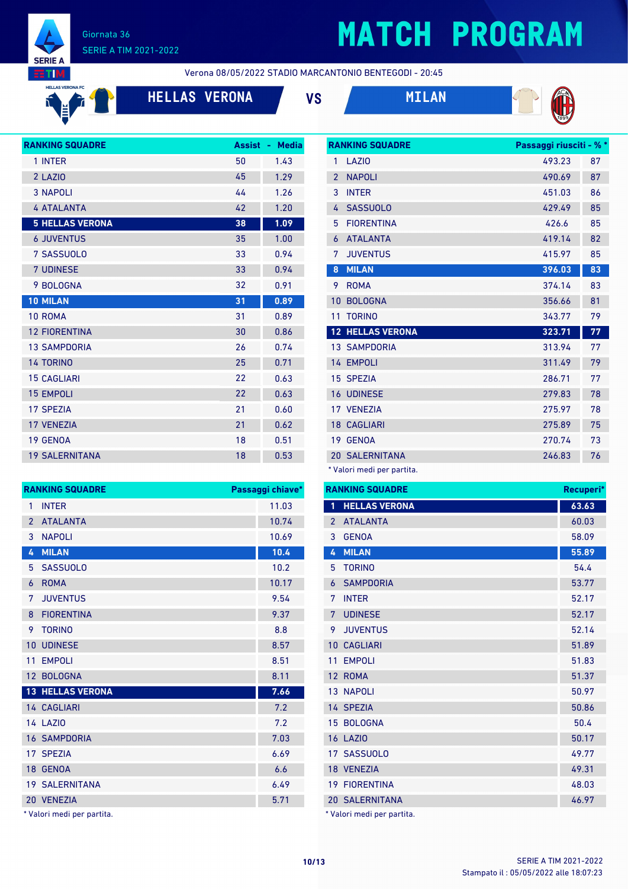# MATCH PROGRAM

Giornata 36
SERIE A TIM 2021-2022

Verona 08/05/2022 STADIO MARCANTONIO BENTEGODI - 20:45

**HELLAS VERONA** VS **MILAN**

| RANKING SQUADRE | Assist | Media |
|---|---|---|
| 1 INTER | 50 | 1.43 |
| 2 LAZIO | 45 | 1.29 |
| 3 NAPOLI | 44 | 1.26 |
| 4 ATALANTA | 42 | 1.20 |
| **5 HELLAS VERONA** | **38** | **1.09** |
| 6 JUVENTUS | 35 | 1.00 |
| 7 SASSUOLO | 33 | 0.94 |
| 7 UDINESE | 33 | 0.94 |
| 9 BOLOGNA | 32 | 0.91 |
| **10 MILAN** | **31** | **0.89** |
| 10 ROMA | 31 | 0.89 |
| 12 FIORENTINA | 30 | 0.86 |
| 13 SAMPDORIA | 26 | 0.74 |
| 14 TORINO | 25 | 0.71 |
| 15 CAGLIARI | 22 | 0.63 |
| 15 EMPOLI | 22 | 0.63 |
| 17 SPEZIA | 21 | 0.60 |
| 17 VENEZIA | 21 | 0.62 |
| 19 GENOA | 18 | 0.51 |
| 19 SALERNITANA | 18 | 0.53 |

| RANKING SQUADRE | Passaggi riusciti* | %* |
|---|---|---|
| 1 LAZIO | 493.23 | 87 |
| 2 NAPOLI | 490.69 | 87 |
| 3 INTER | 451.03 | 86 |
| 4 SASSUOLO | 429.49 | 85 |
| 5 FIORENTINA | 426.6 | 85 |
| 6 ATALANTA | 419.14 | 82 |
| 7 JUVENTUS | 415.97 | 85 |
| **8 MILAN** | **396.03** | **83** |
| 9 ROMA | 374.14 | 83 |
| 10 BOLOGNA | 356.66 | 81 |
| 11 TORINO | 343.77 | 79 |
| **12 HELLAS VERONA** | **323.71** | **77** |
| 13 SAMPDORIA | 313.94 | 77 |
| 14 EMPOLI | 311.49 | 79 |
| 15 SPEZIA | 286.71 | 77 |
| 16 UDINESE | 279.83 | 78 |
| 17 VENEZIA | 275.97 | 78 |
| 18 CAGLIARI | 275.89 | 75 |
| 19 GENOA | 270.74 | 73 |
| 20 SALERNITANA | 246.83 | 76 |

\* Valori medi per partita.

| RANKING SQUADRE | Passaggi chiave* |
|---|---|
| 1 INTER | 11.03 |
| 2 ATALANTA | 10.74 |
| 3 NAPOLI | 10.69 |
| **4 MILAN** | **10.4** |
| 5 SASSUOLO | 10.2 |
| 6 ROMA | 10.17 |
| 7 JUVENTUS | 9.54 |
| 8 FIORENTINA | 9.37 |
| 9 TORINO | 8.8 |
| 10 UDINESE | 8.57 |
| 11 EMPOLI | 8.51 |
| 12 BOLOGNA | 8.11 |
| **13 HELLAS VERONA** | **7.66** |
| 14 CAGLIARI | 7.2 |
| 14 LAZIO | 7.2 |
| 16 SAMPDORIA | 7.03 |
| 17 SPEZIA | 6.69 |
| 18 GENOA | 6.6 |
| 19 SALERNITANA | 6.49 |
| 20 VENEZIA | 5.71 |

\* Valori medi per partita.

| RANKING SQUADRE | Recuperi* |
|---|---|
| **1 HELLAS VERONA** | **63.63** |
| 2 ATALANTA | 60.03 |
| 3 GENOA | 58.09 |
| **4 MILAN** | **55.89** |
| 5 TORINO | 54.4 |
| 6 SAMPDORIA | 53.77 |
| 7 INTER | 52.17 |
| 7 UDINESE | 52.17 |
| 9 JUVENTUS | 52.14 |
| 10 CAGLIARI | 51.89 |
| 11 EMPOLI | 51.83 |
| 12 ROMA | 51.37 |
| 13 NAPOLI | 50.97 |
| 14 SPEZIA | 50.86 |
| 15 BOLOGNA | 50.4 |
| 16 LAZIO | 50.17 |
| 17 SASSUOLO | 49.77 |
| 18 VENEZIA | 49.31 |
| 19 FIORENTINA | 48.03 |
| 20 SALERNITANA | 46.97 |

\* Valori medi per partita.

Stampato il : 05/05/2022 alle 18:07:23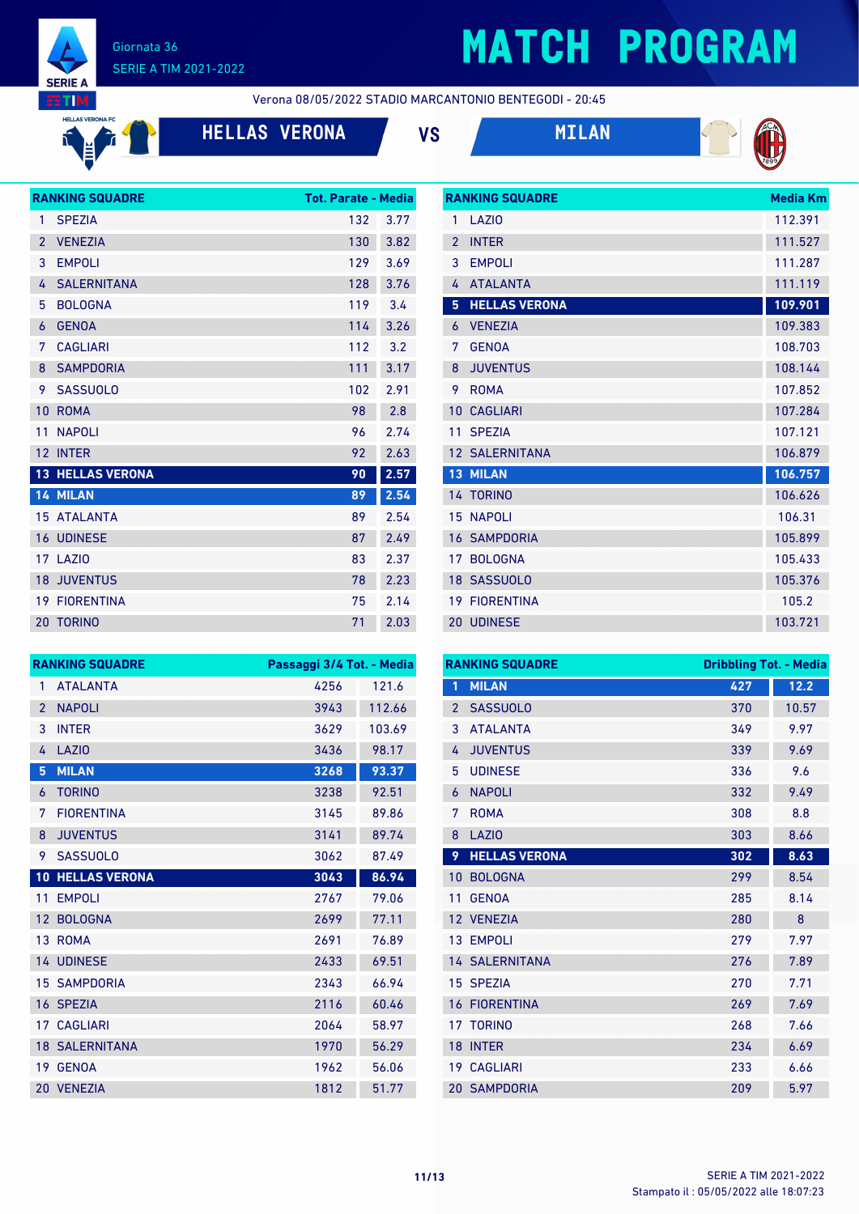# MATCH PROGRAM

Giornata 36
SERIE A TIM 2021-2022

Verona 08/05/2022 STADIO MARCANTONIO BENTEGODI - 20:45

**HELLAS VERONA** VS **MILAN**

| RANKING SQUADRE | | Tot. Parate | Media |
|---|---|---|---|
| 1 | SPEZIA | 132 | 3.77 |
| 2 | VENEZIA | 130 | 3.82 |
| 3 | EMPOLI | 129 | 3.69 |
| 4 | SALERNITANA | 128 | 3.76 |
| 5 | BOLOGNA | 119 | 3.4 |
| 6 | GENOA | 114 | 3.26 |
| 7 | CAGLIARI | 112 | 3.2 |
| 8 | SAMPDORIA | 111 | 3.17 |
| 9 | SASSUOLO | 102 | 2.91 |
| 10 | ROMA | 98 | 2.8 |
| 11 | NAPOLI | 96 | 2.74 |
| 12 | INTER | 92 | 2.63 |
| 13 | **HELLAS VERONA** | **90** | **2.57** |
| 14 | **MILAN** | **89** | **2.54** |
| 15 | ATALANTA | 89 | 2.54 |
| 16 | UDINESE | 87 | 2.49 |
| 17 | LAZIO | 83 | 2.37 |
| 18 | JUVENTUS | 78 | 2.23 |
| 19 | FIORENTINA | 75 | 2.14 |
| 20 | TORINO | 71 | 2.03 |

| RANKING SQUADRE | | Media Km |
|---|---|---|
| 1 | LAZIO | 112.391 |
| 2 | INTER | 111.527 |
| 3 | EMPOLI | 111.287 |
| 4 | ATALANTA | 111.119 |
| 5 | **HELLAS VERONA** | **109.901** |
| 6 | VENEZIA | 109.383 |
| 7 | GENOA | 108.703 |
| 8 | JUVENTUS | 108.144 |
| 9 | ROMA | 107.852 |
| 10 | CAGLIARI | 107.284 |
| 11 | SPEZIA | 107.121 |
| 12 | SALERNITANA | 106.879 |
| 13 | **MILAN** | **106.757** |
| 14 | TORINO | 106.626 |
| 15 | NAPOLI | 106.31 |
| 16 | SAMPDORIA | 105.899 |
| 17 | BOLOGNA | 105.433 |
| 18 | SASSUOLO | 105.376 |
| 19 | FIORENTINA | 105.2 |
| 20 | UDINESE | 103.721 |

| RANKING SQUADRE | | Passaggi 3/4 Tot. | Media |
|---|---|---|---|
| 1 | ATALANTA | 4256 | 121.6 |
| 2 | NAPOLI | 3943 | 112.66 |
| 3 | INTER | 3629 | 103.69 |
| 4 | LAZIO | 3436 | 98.17 |
| 5 | **MILAN** | **3268** | **93.37** |
| 6 | TORINO | 3238 | 92.51 |
| 7 | FIORENTINA | 3145 | 89.86 |
| 8 | JUVENTUS | 3141 | 89.74 |
| 9 | SASSUOLO | 3062 | 87.49 |
| 10 | **HELLAS VERONA** | **3043** | **86.94** |
| 11 | EMPOLI | 2767 | 79.06 |
| 12 | BOLOGNA | 2699 | 77.11 |
| 13 | ROMA | 2691 | 76.89 |
| 14 | UDINESE | 2433 | 69.51 |
| 15 | SAMPDORIA | 2343 | 66.94 |
| 16 | SPEZIA | 2116 | 60.46 |
| 17 | CAGLIARI | 2064 | 58.97 |
| 18 | SALERNITANA | 1970 | 56.29 |
| 19 | GENOA | 1962 | 56.06 |
| 20 | VENEZIA | 1812 | 51.77 |

| RANKING SQUADRE | | Dribbling Tot. | Media |
|---|---|---|---|
| 1 | **MILAN** | **427** | **12.2** |
| 2 | SASSUOLO | 370 | 10.57 |
| 3 | ATALANTA | 349 | 9.97 |
| 4 | JUVENTUS | 339 | 9.69 |
| 5 | UDINESE | 336 | 9.6 |
| 6 | NAPOLI | 332 | 9.49 |
| 7 | ROMA | 308 | 8.8 |
| 8 | LAZIO | 303 | 8.66 |
| 9 | **HELLAS VERONA** | **302** | **8.63** |
| 10 | BOLOGNA | 299 | 8.54 |
| 11 | GENOA | 285 | 8.14 |
| 12 | VENEZIA | 280 | 8 |
| 13 | EMPOLI | 279 | 7.97 |
| 14 | SALERNITANA | 276 | 7.89 |
| 15 | SPEZIA | 270 | 7.71 |
| 16 | FIORENTINA | 269 | 7.69 |
| 17 | TORINO | 268 | 7.66 |
| 18 | INTER | 234 | 6.69 |
| 19 | CAGLIARI | 233 | 6.66 |
| 20 | SAMPDORIA | 209 | 5.97 |

Stampato il : 05/05/2022 alle 18:07:23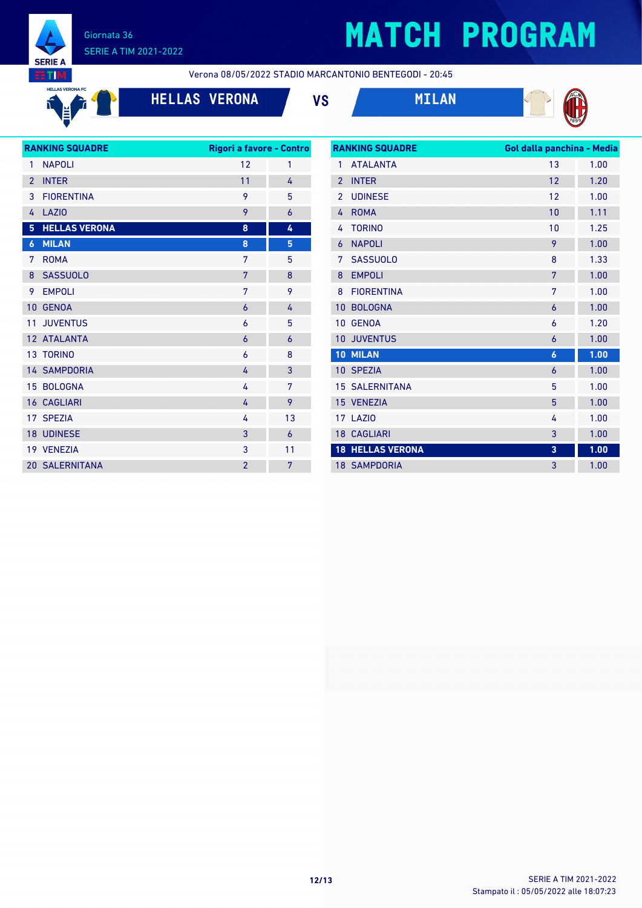Giornata 36

SERIE A TIM 2021-2022

# MATCH PROGRAM

Verona 08/05/2022 STADIO MARCANTONIO BENTEGODI - 20:45

**HELLAS VERONA** VS **MILAN**

| RANKING SQUADRE | Rigori a favore | Contro |
|---|---|---|
| 1 NAPOLI | 12 | 1 |
| 2 INTER | 11 | 4 |
| 3 FIORENTINA | 9 | 5 |
| 4 LAZIO | 9 | 6 |
| **5 HELLAS VERONA** | **8** | **4** |
| **6 MILAN** | **8** | **5** |
| 7 ROMA | 7 | 5 |
| 8 SASSUOLO | 7 | 8 |
| 9 EMPOLI | 7 | 9 |
| 10 GENOA | 6 | 4 |
| 11 JUVENTUS | 6 | 5 |
| 12 ATALANTA | 6 | 6 |
| 13 TORINO | 6 | 8 |
| 14 SAMPDORIA | 4 | 3 |
| 15 BOLOGNA | 4 | 7 |
| 16 CAGLIARI | 4 | 9 |
| 17 SPEZIA | 4 | 13 |
| 18 UDINESE | 3 | 6 |
| 19 VENEZIA | 3 | 11 |
| 20 SALERNITANA | 2 | 7 |

| RANKING SQUADRE | Gol dalla panchina | Media |
|---|---|---|
| 1 ATALANTA | 13 | 1.00 |
| 2 INTER | 12 | 1.20 |
| 2 UDINESE | 12 | 1.00 |
| 4 ROMA | 10 | 1.11 |
| 4 TORINO | 10 | 1.25 |
| 6 NAPOLI | 9 | 1.00 |
| 7 SASSUOLO | 8 | 1.33 |
| 8 EMPOLI | 7 | 1.00 |
| 8 FIORENTINA | 7 | 1.00 |
| 10 BOLOGNA | 6 | 1.00 |
| 10 GENOA | 6 | 1.20 |
| 10 JUVENTUS | 6 | 1.00 |
| **10 MILAN** | **6** | **1.00** |
| 10 SPEZIA | 6 | 1.00 |
| 15 SALERNITANA | 5 | 1.00 |
| 15 VENEZIA | 5 | 1.00 |
| 17 LAZIO | 4 | 1.00 |
| 18 CAGLIARI | 3 | 1.00 |
| **18 HELLAS VERONA** | **3** | **1.00** |
| 18 SAMPDORIA | 3 | 1.00 |

Stampato il : 05/05/2022 alle 18:07:23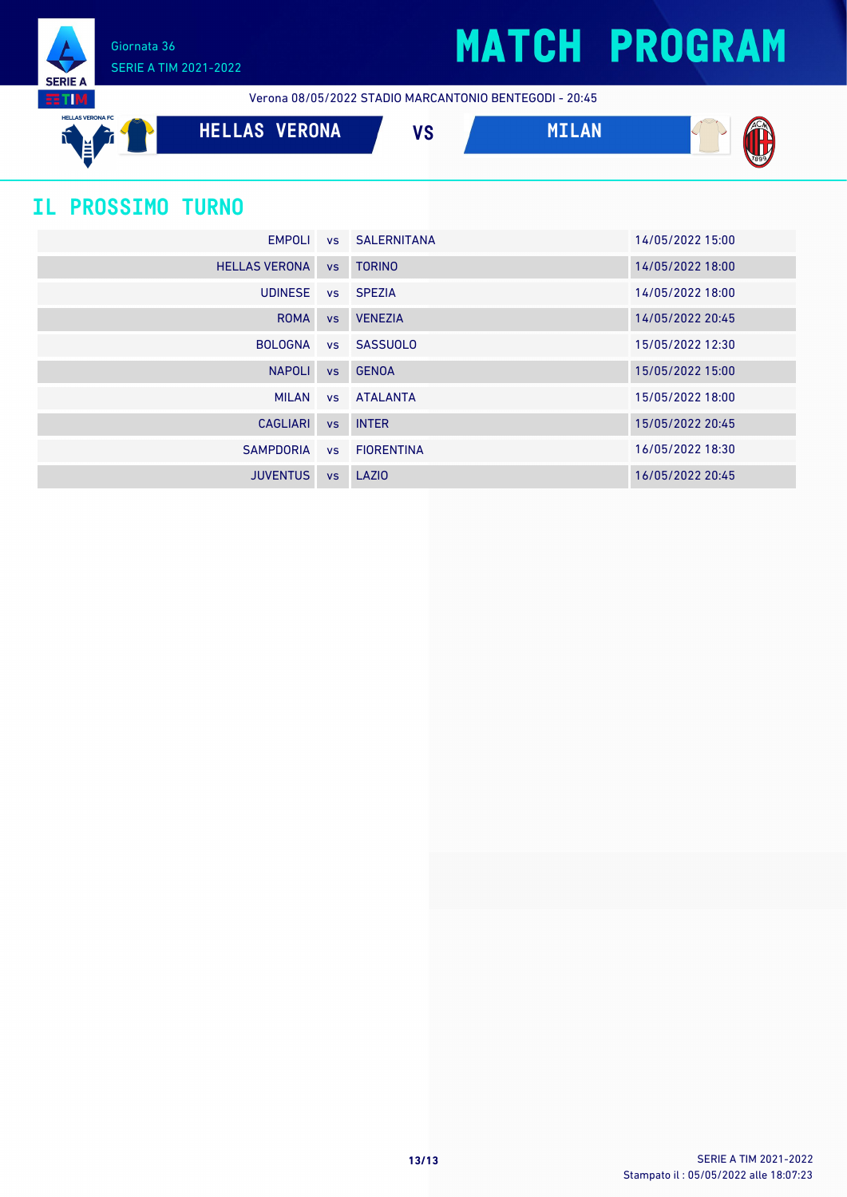# MATCH PROGRAM

Giornata 36
SERIE A TIM 2021-2022

Verona 08/05/2022 STADIO MARCANTONIO BENTEGODI - 20:45

**HELLAS VERONA** VS **MILAN**

## IL PROSSIMO TURNO

| | | | |
|---|---|---|---|
| EMPOLI | vs | SALERNITANA | 14/05/2022 15:00 |
| HELLAS VERONA | vs | TORINO | 14/05/2022 18:00 |
| UDINESE | vs | SPEZIA | 14/05/2022 18:00 |
| ROMA | vs | VENEZIA | 14/05/2022 20:45 |
| BOLOGNA | vs | SASSUOLO | 15/05/2022 12:30 |
| NAPOLI | vs | GENOA | 15/05/2022 15:00 |
| MILAN | vs | ATALANTA | 15/05/2022 18:00 |
| CAGLIARI | vs | INTER | 15/05/2022 20:45 |
| SAMPDORIA | vs | FIORENTINA | 16/05/2022 18:30 |
| JUVENTUS | vs | LAZIO | 16/05/2022 20:45 |

SERIE A TIM 2021-2022
Stampato il : 05/05/2022 alle 18:07:23